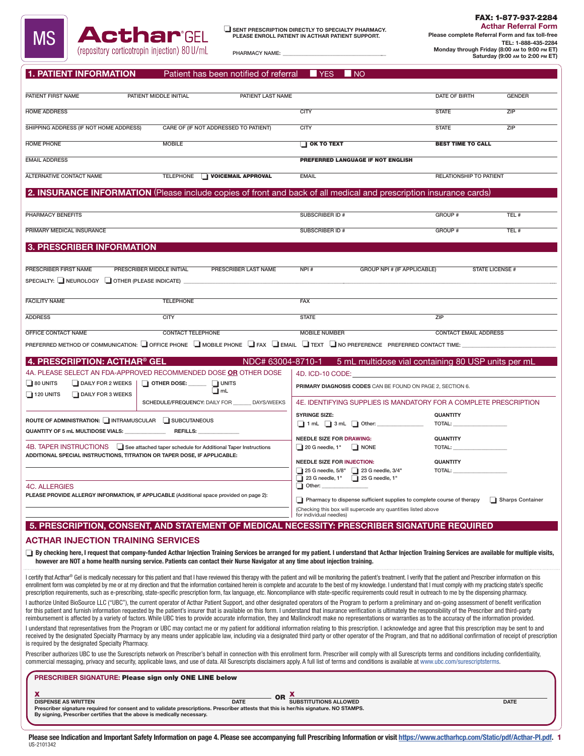MS **Acthar® GEL** (repository corticotropin injection) 80 U/mL

☐ SENT PRESCRIPTION DIRECTLY TO SPECIALTY PHARMACY. PLEASE ENROLL PATIENT IN ACTHAR PATIENT SUPPORT.

PHARMACY NAME: ______________________________

**FAX: 1-877-937-2284**
**Acthar Referral Form**
Please complete Referral Form and fax toll-free
TEL: 1-888-435-2284
Monday through Friday (8:00 AM to 9:00 PM ET)
Saturday (9:00 AM to 2:00 PM ET)

## 1. PATIENT INFORMATION

Patient has been notified of referral ☐ YES ☐ NO

PATIENT FIRST NAME | PATIENT MIDDLE INITIAL | PATIENT LAST NAME | DATE OF BIRTH | GENDER

HOME ADDRESS | CITY | STATE | ZIP

SHIPPING ADDRESS (IF NOT HOME ADDRESS) | CARE OF (IF NOT ADDRESSED TO PATIENT) | CITY | STATE | ZIP

HOME PHONE | MOBILE | ☐ **OK TO TEXT** | **BEST TIME TO CALL**

EMAIL ADDRESS | **PREFERRED LANGUAGE IF NOT ENGLISH**

ALTERNATIVE CONTACT NAME | TELEPHONE ☐ **VOICEMAIL APPROVAL** | EMAIL | RELATIONSHIP TO PATIENT

## 2. INSURANCE INFORMATION (Please include copies of front and back of all medical and prescription insurance cards)

PHARMACY BENEFITS | SUBSCRIBER ID # | GROUP # | TEL #

PRIMARY MEDICAL INSURANCE | SUBSCRIBER ID # | GROUP # | TEL #

## 3. PRESCRIBER INFORMATION

PRESCRIBER FIRST NAME | PRESCRIBER MIDDLE INITIAL | PRESCRIBER LAST NAME | NPI # | GROUP NPI # (IF APPLICABLE) | STATE LICENSE #

SPECIALTY: ☐ NEUROLOGY ☐ OTHER (PLEASE INDICATE) ______________________________

FACILITY NAME | TELEPHONE | FAX

ADDRESS | CITY | STATE | ZIP

OFFICE CONTACT NAME | CONTACT TELEPHONE | MOBILE NUMBER | CONTACT EMAIL ADDRESS

PREFERRED METHOD OF COMMUNICATION: ☐ OFFICE PHONE ☐ MOBILE PHONE ☐ FAX ☐ EMAIL ☐ TEXT ☐ NO PREFERENCE PREFERRED CONTACT TIME: ______________________

## 4. PRESCRIPTION: ACTHAR® GEL

NDC# 63004-8710-1 5 mL multidose vial containing 80 USP units per mL

### 4A. PLEASE SELECT AN FDA-APPROVED RECOMMENDED DOSE OR OTHER DOSE

☐ 80 UNITS ☐ DAILY FOR 2 WEEKS
☐ 120 UNITS ☐ DAILY FOR 3 WEEKS

☐ OTHER DOSE: ______ ☐ UNITS ☐ mL

SCHEDULE/FREQUENCY: DAILY FOR ______ DAYS/WEEKS

**ROUTE OF ADMINISTRATION:** ☐ INTRAMUSCULAR ☐ SUBCUTANEOUS

**QUANTITY OF 5 mL MULTIDOSE VIALS:** ______________ **REFILLS:** ______________

### 4B. TAPER INSTRUCTIONS

☐ See attached taper schedule for Additional Taper Instructions

**ADDITIONAL SPECIAL INSTRUCTIONS, TITRATION OR TAPER DOSE, IF APPLICABLE:**

### 4C. ALLERGIES

**PLEASE PROVIDE ALLERGY INFORMATION, IF APPLICABLE** (Additional space provided on page 2):

### 4D. ICD-10 CODE: ______________________

**PRIMARY DIAGNOSIS CODES** CAN BE FOUND ON PAGE 2, SECTION 6.

### 4E. IDENTIFYING SUPPLIES IS MANDATORY FOR A COMPLETE PRESCRIPTION

**SYRINGE SIZE:** ☐ 1 mL ☐ 3 mL ☐ Other: ______________ **QUANTITY TOTAL:** ______________

**NEEDLE SIZE FOR DRAWING:** ☐ 20 G needle, 1" ☐ NONE **QUANTITY TOTAL:** ______________

**NEEDLE SIZE FOR INJECTION:** ☐ 25 G needle, 5/8" ☐ 23 G needle, 3/4" ☐ 23 G needle, 1" ☐ 25 G needle, 1" ☐ Other: ______________ **QUANTITY TOTAL:** ______________

☐ Pharmacy to dispense sufficient supplies to complete course of therapy ☐ Sharps Container

(Checking this box will supercede any quantities listed above for individual needles)

## 5. PRESCRIPTION, CONSENT, AND STATEMENT OF MEDICAL NECESSITY: PRESCRIBER SIGNATURE REQUIRED

### ACTHAR INJECTION TRAINING SERVICES

☐ **By checking here, I request that company-funded Acthar Injection Training Services be arranged for my patient. I understand that Acthar Injection Training Services are available for multiple visits, however are NOT a home health nursing service. Patients can contact their Nurse Navigator at any time about injection training.**

I certify that Acthar® Gel is medically necessary for this patient and that I have reviewed this therapy with the patient and will be monitoring the patient's treatment. I verify that the patient and Prescriber information on this enrollment form was completed by me or at my direction and that the information contained herein is complete and accurate to the best of my knowledge. I understand that I must comply with my practicing state's specific prescription requirements, such as e-prescribing, state-specific prescription form, fax language, etc. Noncompliance with state-specific requirements could result in outreach to me by the dispensing pharmacy.

I authorize United BioSource LLC ("UBC"), the current operator of Acthar Patient Support, and other designated operators of the Program to perform a preliminary and on-going assessment of benefit verification for this patient and furnish information requested by the patient's insurer that is available on this form. I understand that insurance verification is ultimately the responsibility of the Prescriber and third-party reimbursement is affected by a variety of factors. While UBC tries to provide accurate information, they and Mallinckrodt make no representations or warranties as to the accuracy of the information provided.

I understand that representatives from the Program or UBC may contact me or my patient for additional information relating to this prescription. I acknowledge and agree that this prescription may be sent to and received by the designated Specialty Pharmacy by any means under applicable law, including via a designated third party or other operator of the Program, and that no additional confirmation of receipt of prescription is required by the designated Specialty Pharmacy.

Prescriber authorizes UBC to use the Surescripts network on Prescriber's behalf in connection with this enrollment form. Prescriber will comply with all Surescripts terms and conditions including confidentiality, commercial messaging, privacy and security, applicable laws, and use of data. All Surescripts disclaimers apply. A full list of terms and conditions is available at www.ubc.com/surescriptsterms.

**PRESCRIBER SIGNATURE: Please sign only ONE LINE below**

X ______________________________ DATE ________ **OR** X ______________________________ DATE ________
DISPENSE AS WRITTEN | SUBSTITUTIONS ALLOWED

Prescriber signature required for consent and to validate prescriptions. Prescriber attests that this is her/his signature. NO STAMPS.
By signing, Prescriber certifies that the above is medically necessary.

Please see Indication and Important Safety Information on page 4. Please see accompanying full Prescribing Information or visit https://www.actharhcp.com/Static/pdf/Acthar-PI.pdf.

US-2101342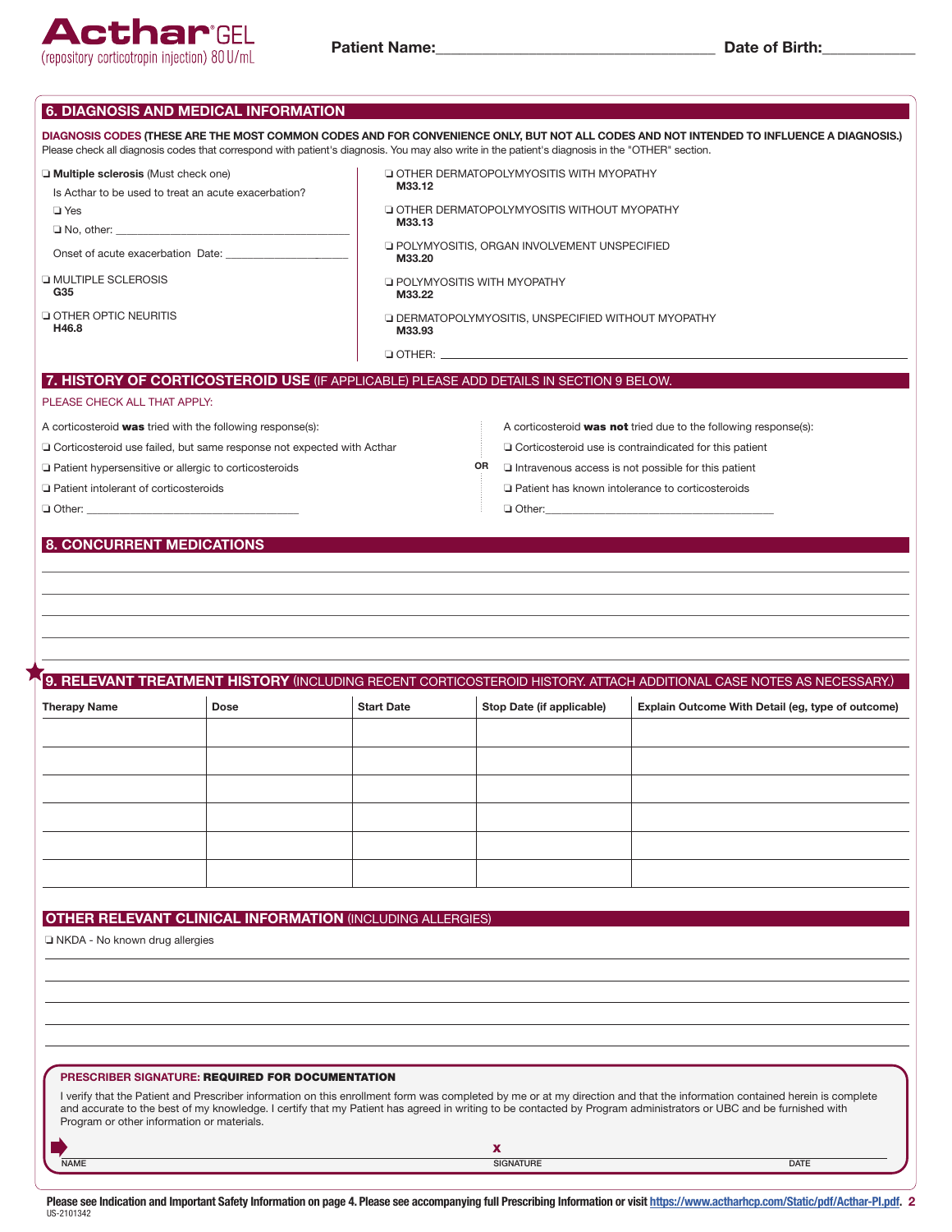**Acthar® GEL** (repository corticotropin injection) 80 U/mL

**Patient Name:**\_\_\_\_\_\_\_\_\_\_\_\_\_\_\_\_\_\_\_\_\_\_\_\_\_\_\_\_\_\_\_\_ **Date of Birth:**\_\_\_\_\_\_\_\_\_\_\_

## 6. DIAGNOSIS AND MEDICAL INFORMATION

**DIAGNOSIS CODES (THESE ARE THE MOST COMMON CODES AND FOR CONVENIENCE ONLY, BUT NOT ALL CODES AND NOT INTENDED TO INFLUENCE A DIAGNOSIS.)**
Please check all diagnosis codes that correspond with patient's diagnosis. You may also write in the patient's diagnosis in the "OTHER" section.

❑ **Multiple sclerosis** (Must check one)

Is Acthar to be used to treat an acute exacerbation?

❑ Yes

❑ No, other: \_\_\_\_\_\_\_\_\_\_\_\_\_\_\_\_\_\_\_\_\_\_\_\_\_\_\_\_\_\_\_\_\_\_\_\_\_\_\_\_

Onset of acute exacerbation Date: \_\_\_\_\_\_\_\_\_\_\_\_\_\_\_\_\_\_\_\_

❑ MULTIPLE SCLEROSIS **G35**

❑ OTHER OPTIC NEURITIS **H46.8**

❑ OTHER DERMATOPOLYMYOSITIS WITH MYOPATHY **M33.12**

❑ OTHER DERMATOPOLYMYOSITIS WITHOUT MYOPATHY **M33.13**

❑ POLYMYOSITIS, ORGAN INVOLVEMENT UNSPECIFIED **M33.20**

❑ POLYMYOSITIS WITH MYOPATHY **M33.22**

❑ DERMATOPOLYMYOSITIS, UNSPECIFIED WITHOUT MYOPATHY **M33.93**

❑ OTHER: \_\_\_\_\_\_\_\_\_\_\_\_\_\_\_\_\_\_\_\_\_\_\_\_\_\_\_\_\_\_\_\_\_\_\_\_\_\_\_\_\_\_\_\_\_\_\_\_\_\_\_\_\_\_\_\_\_\_\_\_

## 7. HISTORY OF CORTICOSTEROID USE (IF APPLICABLE) PLEASE ADD DETAILS IN SECTION 9 BELOW.

PLEASE CHECK ALL THAT APPLY:

A corticosteroid **was** tried with the following response(s):

❑ Corticosteroid use failed, but same response not expected with Acthar

❑ Patient hypersensitive or allergic to corticosteroids

❑ Patient intolerant of corticosteroids

❑ Other: \_\_\_\_\_\_\_\_\_\_\_\_\_\_\_\_\_\_\_\_\_\_\_\_\_\_\_\_\_\_\_\_\_\_\_\_

**OR**

A corticosteroid **was not** tried due to the following response(s):

❑ Corticosteroid use is contraindicated for this patient

❑ Intravenous access is not possible for this patient

❑ Patient has known intolerance to corticosteroids

❑ Other:\_\_\_\_\_\_\_\_\_\_\_\_\_\_\_\_\_\_\_\_\_\_\_\_\_\_\_\_\_\_\_\_\_\_\_\_\_\_\_\_

## 8. CONCURRENT MEDICATIONS

\_\_\_\_\_\_\_\_\_\_\_\_\_\_\_\_\_\_\_\_\_\_\_\_\_\_\_\_\_\_\_\_\_\_\_\_\_\_\_\_\_\_\_\_\_\_\_\_\_\_\_\_\_\_\_\_\_\_\_\_\_\_\_\_\_\_\_\_\_\_\_\_\_\_\_\_\_\_

\_\_\_\_\_\_\_\_\_\_\_\_\_\_\_\_\_\_\_\_\_\_\_\_\_\_\_\_\_\_\_\_\_\_\_\_\_\_\_\_\_\_\_\_\_\_\_\_\_\_\_\_\_\_\_\_\_\_\_\_\_\_\_\_\_\_\_\_\_\_\_\_\_\_\_\_\_\_

\_\_\_\_\_\_\_\_\_\_\_\_\_\_\_\_\_\_\_\_\_\_\_\_\_\_\_\_\_\_\_\_\_\_\_\_\_\_\_\_\_\_\_\_\_\_\_\_\_\_\_\_\_\_\_\_\_\_\_\_\_\_\_\_\_\_\_\_\_\_\_\_\_\_\_\_\_\_

\_\_\_\_\_\_\_\_\_\_\_\_\_\_\_\_\_\_\_\_\_\_\_\_\_\_\_\_\_\_\_\_\_\_\_\_\_\_\_\_\_\_\_\_\_\_\_\_\_\_\_\_\_\_\_\_\_\_\_\_\_\_\_\_\_\_\_\_\_\_\_\_\_\_\_\_\_\_

## ★ 9. RELEVANT TREATMENT HISTORY (INCLUDING RECENT CORTICOSTEROID HISTORY. ATTACH ADDITIONAL CASE NOTES AS NECESSARY.)

| Therapy Name | Dose | Start Date | Stop Date (if applicable) | Explain Outcome With Detail (eg, type of outcome) |
|---|---|---|---|---|
| | | | | |
| | | | | |
| | | | | |
| | | | | |
| | | | | |
| | | | | |

## OTHER RELEVANT CLINICAL INFORMATION (INCLUDING ALLERGIES)

❑ NKDA - No known drug allergies

\_\_\_\_\_\_\_\_\_\_\_\_\_\_\_\_\_\_\_\_\_\_\_\_\_\_\_\_\_\_\_\_\_\_\_\_\_\_\_\_\_\_\_\_\_\_\_\_\_\_\_\_\_\_\_\_\_\_\_\_\_\_\_\_\_\_\_\_\_\_\_\_\_\_\_\_\_\_

\_\_\_\_\_\_\_\_\_\_\_\_\_\_\_\_\_\_\_\_\_\_\_\_\_\_\_\_\_\_\_\_\_\_\_\_\_\_\_\_\_\_\_\_\_\_\_\_\_\_\_\_\_\_\_\_\_\_\_\_\_\_\_\_\_\_\_\_\_\_\_\_\_\_\_\_\_\_

\_\_\_\_\_\_\_\_\_\_\_\_\_\_\_\_\_\_\_\_\_\_\_\_\_\_\_\_\_\_\_\_\_\_\_\_\_\_\_\_\_\_\_\_\_\_\_\_\_\_\_\_\_\_\_\_\_\_\_\_\_\_\_\_\_\_\_\_\_\_\_\_\_\_\_\_\_\_

\_\_\_\_\_\_\_\_\_\_\_\_\_\_\_\_\_\_\_\_\_\_\_\_\_\_\_\_\_\_\_\_\_\_\_\_\_\_\_\_\_\_\_\_\_\_\_\_\_\_\_\_\_\_\_\_\_\_\_\_\_\_\_\_\_\_\_\_\_\_\_\_\_\_\_\_\_\_

\_\_\_\_\_\_\_\_\_\_\_\_\_\_\_\_\_\_\_\_\_\_\_\_\_\_\_\_\_\_\_\_\_\_\_\_\_\_\_\_\_\_\_\_\_\_\_\_\_\_\_\_\_\_\_\_\_\_\_\_\_\_\_\_\_\_\_\_\_\_\_\_\_\_\_\_\_\_

**PRESCRIBER SIGNATURE: REQUIRED FOR DOCUMENTATION**

I verify that the Patient and Prescriber information on this enrollment form was completed by me or at my direction and that the information contained herein is complete and accurate to the best of my knowledge. I certify that my Patient has agreed in writing to be contacted by Program administrators or UBC and be furnished with Program or other information or materials.

➡ \_\_\_\_\_\_\_\_\_\_\_\_\_\_\_\_\_\_\_\_\_\_\_\_\_\_ **x** \_\_\_\_\_\_\_\_\_\_\_\_\_\_\_\_\_\_\_\_\_\_\_\_\_\_ \_\_\_\_\_\_\_\_\_\_\_\_
NAME SIGNATURE DATE

**Please see Indication and Important Safety Information on page 4. Please see accompanying full Prescribing Information or visit https://www.actharhcp.com/Static/pdf/Acthar-PI.pdf.**

US-2101342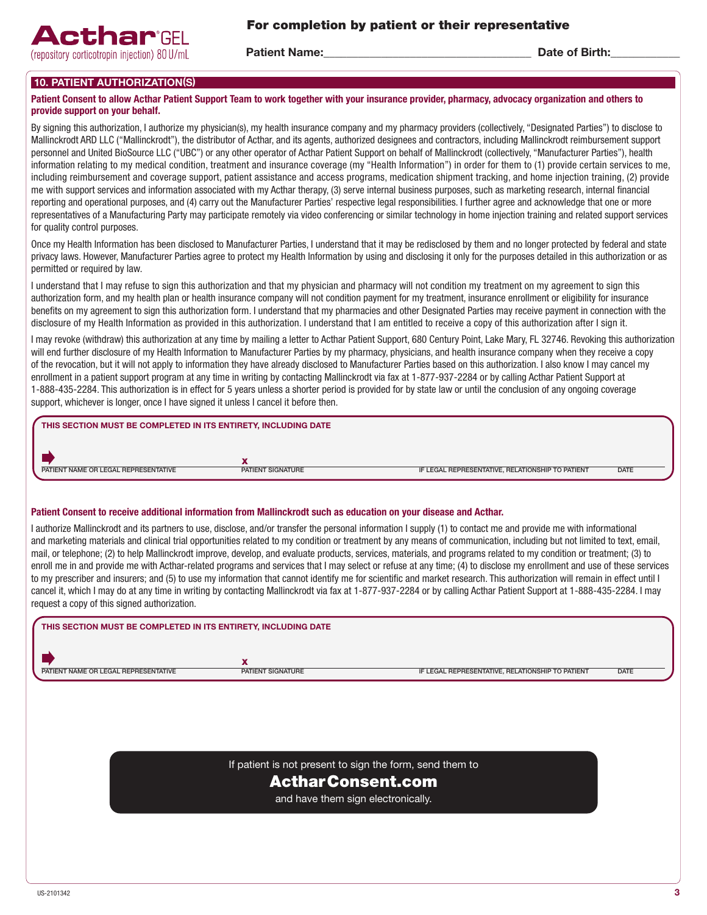**Acthar® GEL**
(repository corticotropin injection) 80 U/mL

## For completion by patient or their representative

**Patient Name:**\_\_\_\_\_\_\_\_\_\_\_\_\_\_\_\_\_\_\_\_\_\_\_\_\_\_\_\_\_\_\_\_ **Date of Birth:**\_\_\_\_\_\_\_\_\_\_\_

## 10. PATIENT AUTHORIZATION(S)

**Patient Consent to allow Acthar Patient Support Team to work together with your insurance provider, pharmacy, advocacy organization and others to provide support on your behalf.**

By signing this authorization, I authorize my physician(s), my health insurance company and my pharmacy providers (collectively, "Designated Parties") to disclose to Mallinckrodt ARD LLC ("Mallinckrodt"), the distributor of Acthar, and its agents, authorized designees and contractors, including Mallinckrodt reimbursement support personnel and United BioSource LLC ("UBC") or any other operator of Acthar Patient Support on behalf of Mallinckrodt (collectively, "Manufacturer Parties"), health information relating to my medical condition, treatment and insurance coverage (my "Health Information") in order for them to (1) provide certain services to me, including reimbursement and coverage support, patient assistance and access programs, medication shipment tracking, and home injection training, (2) provide me with support services and information associated with my Acthar therapy, (3) serve internal business purposes, such as marketing research, internal financial reporting and operational purposes, and (4) carry out the Manufacturer Parties' respective legal responsibilities. I further agree and acknowledge that one or more representatives of a Manufacturing Party may participate remotely via video conferencing or similar technology in home injection training and related support services for quality control purposes.

Once my Health Information has been disclosed to Manufacturer Parties, I understand that it may be redisclosed by them and no longer protected by federal and state privacy laws. However, Manufacturer Parties agree to protect my Health Information by using and disclosing it only for the purposes detailed in this authorization or as permitted or required by law.

I understand that I may refuse to sign this authorization and that my physician and pharmacy will not condition my treatment on my agreement to sign this authorization form, and my health plan or health insurance company will not condition payment for my treatment, insurance enrollment or eligibility for insurance benefits on my agreement to sign this authorization form. I understand that my pharmacies and other Designated Parties may receive payment in connection with the disclosure of my Health Information as provided in this authorization. I understand that I am entitled to receive a copy of this authorization after I sign it.

I may revoke (withdraw) this authorization at any time by mailing a letter to Acthar Patient Support, 680 Century Point, Lake Mary, FL 32746. Revoking this authorization will end further disclosure of my Health Information to Manufacturer Parties by my pharmacy, physicians, and health insurance company when they receive a copy of the revocation, but it will not apply to information they have already disclosed to Manufacturer Parties based on this authorization. I also know I may cancel my enrollment in a patient support program at any time in writing by contacting Mallinckrodt via fax at 1-877-937-2284 or by calling Acthar Patient Support at 1-888-435-2284. This authorization is in effect for 5 years unless a shorter period is provided for by state law or until the conclusion of any ongoing coverage support, whichever is longer, once I have signed it unless I cancel it before then.

**THIS SECTION MUST BE COMPLETED IN ITS ENTIRETY, INCLUDING DATE**

| PATIENT NAME OR LEGAL REPRESENTATIVE | PATIENT SIGNATURE | IF LEGAL REPRESENTATIVE, RELATIONSHIP TO PATIENT | DATE |
|---|---|---|---|
| | x | | |

**Patient Consent to receive additional information from Mallinckrodt such as education on your disease and Acthar.**

I authorize Mallinckrodt and its partners to use, disclose, and/or transfer the personal information I supply (1) to contact me and provide me with informational and marketing materials and clinical trial opportunities related to my condition or treatment by any means of communication, including but not limited to text, email, mail, or telephone; (2) to help Mallinckrodt improve, develop, and evaluate products, services, materials, and programs related to my condition or treatment; (3) to enroll me in and provide me with Acthar-related programs and services that I may select or refuse at any time; (4) to disclose my enrollment and use of these services to my prescriber and insurers; and (5) to use my information that cannot identify me for scientific and market research. This authorization will remain in effect until I cancel it, which I may do at any time in writing by contacting Mallinckrodt via fax at 1-877-937-2284 or by calling Acthar Patient Support at 1-888-435-2284. I may request a copy of this signed authorization.

**THIS SECTION MUST BE COMPLETED IN ITS ENTIRETY, INCLUDING DATE**

| PATIENT NAME OR LEGAL REPRESENTATIVE | PATIENT SIGNATURE | IF LEGAL REPRESENTATIVE, RELATIONSHIP TO PATIENT | DATE |
|---|---|---|---|
| | x | | |

If patient is not present to sign the form, send them to

**ActharConsent.com**

and have them sign electronically.

US-2101342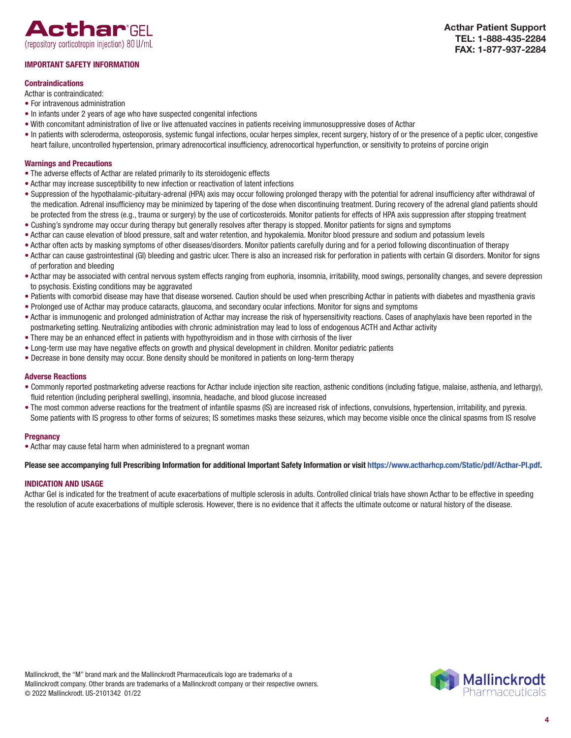**Acthar® GEL**
(repository corticotropin injection) 80 U/mL

**Acthar Patient Support**
**TEL: 1-888-435-2284**
**FAX: 1-877-937-2284**

## IMPORTANT SAFETY INFORMATION

### Contraindications

Acthar is contraindicated:

- For intravenous administration
- In infants under 2 years of age who have suspected congenital infections
- With concomitant administration of live or live attenuated vaccines in patients receiving immunosuppressive doses of Acthar
- In patients with scleroderma, osteoporosis, systemic fungal infections, ocular herpes simplex, recent surgery, history of or the presence of a peptic ulcer, congestive heart failure, uncontrolled hypertension, primary adrenocortical insufficiency, adrenocortical hyperfunction, or sensitivity to proteins of porcine origin

### Warnings and Precautions

- The adverse effects of Acthar are related primarily to its steroidogenic effects
- Acthar may increase susceptibility to new infection or reactivation of latent infections
- Suppression of the hypothalamic-pituitary-adrenal (HPA) axis may occur following prolonged therapy with the potential for adrenal insufficiency after withdrawal of the medication. Adrenal insufficiency may be minimized by tapering of the dose when discontinuing treatment. During recovery of the adrenal gland patients should be protected from the stress (e.g., trauma or surgery) by the use of corticosteroids. Monitor patients for effects of HPA axis suppression after stopping treatment
- Cushing's syndrome may occur during therapy but generally resolves after therapy is stopped. Monitor patients for signs and symptoms
- Acthar can cause elevation of blood pressure, salt and water retention, and hypokalemia. Monitor blood pressure and sodium and potassium levels
- Acthar often acts by masking symptoms of other diseases/disorders. Monitor patients carefully during and for a period following discontinuation of therapy
- Acthar can cause gastrointestinal (GI) bleeding and gastric ulcer. There is also an increased risk for perforation in patients with certain GI disorders. Monitor for signs of perforation and bleeding
- Acthar may be associated with central nervous system effects ranging from euphoria, insomnia, irritability, mood swings, personality changes, and severe depression to psychosis. Existing conditions may be aggravated
- Patients with comorbid disease may have that disease worsened. Caution should be used when prescribing Acthar in patients with diabetes and myasthenia gravis
- Prolonged use of Acthar may produce cataracts, glaucoma, and secondary ocular infections. Monitor for signs and symptoms
- Acthar is immunogenic and prolonged administration of Acthar may increase the risk of hypersensitivity reactions. Cases of anaphylaxis have been reported in the postmarketing setting. Neutralizing antibodies with chronic administration may lead to loss of endogenous ACTH and Acthar activity
- There may be an enhanced effect in patients with hypothyroidism and in those with cirrhosis of the liver
- Long-term use may have negative effects on growth and physical development in children. Monitor pediatric patients
- Decrease in bone density may occur. Bone density should be monitored in patients on long-term therapy

### Adverse Reactions

- Commonly reported postmarketing adverse reactions for Acthar include injection site reaction, asthenic conditions (including fatigue, malaise, asthenia, and lethargy), fluid retention (including peripheral swelling), insomnia, headache, and blood glucose increased
- The most common adverse reactions for the treatment of infantile spasms (IS) are increased risk of infections, convulsions, hypertension, irritability, and pyrexia. Some patients with IS progress to other forms of seizures; IS sometimes masks these seizures, which may become visible once the clinical spasms from IS resolve

### Pregnancy

- Acthar may cause fetal harm when administered to a pregnant woman

**Please see accompanying full Prescribing Information for additional Important Safety Information or visit https://www.actharhcp.com/Static/pdf/Acthar-PI.pdf.**

## INDICATION AND USAGE

Acthar Gel is indicated for the treatment of acute exacerbations of multiple sclerosis in adults. Controlled clinical trials have shown Acthar to be effective in speeding the resolution of acute exacerbations of multiple sclerosis. However, there is no evidence that it affects the ultimate outcome or natural history of the disease.

Mallinckrodt, the "M" brand mark and the Mallinckrodt Pharmaceuticals logo are trademarks of a Mallinckrodt company. Other brands are trademarks of a Mallinckrodt company or their respective owners.
© 2022 Mallinckrodt. US-2101342 01/22

Mallinckrodt Pharmaceuticals